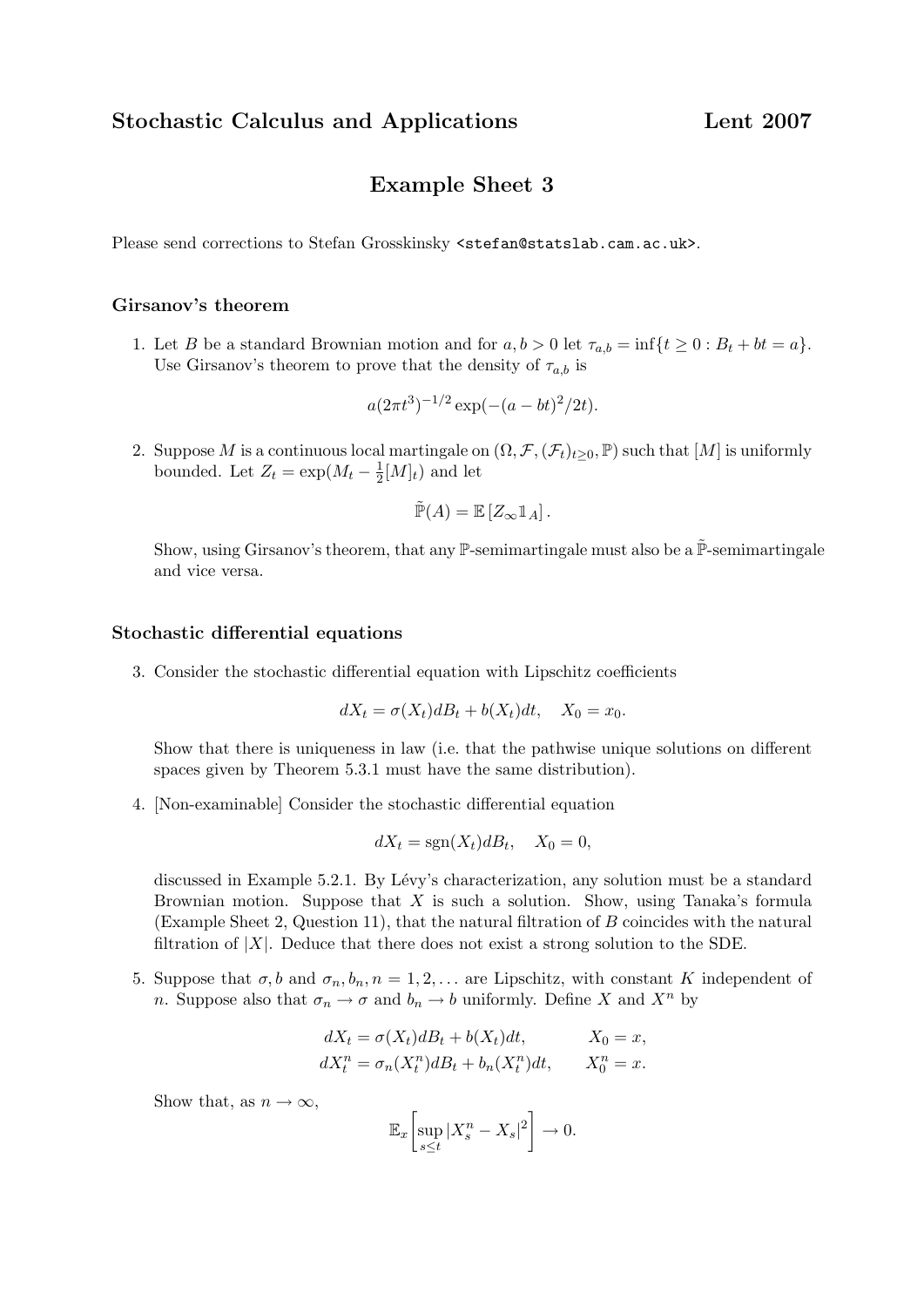## Stochastic Calculus and Applications — Lent 2007

# Example Sheet 3

Please send corrections to Stefan Grosskinsky <stefan@statslab.cam.ac.uk>.

### Girsanov's theorem

1. Let $B$ be a standard Brownian motion and for $a, b > 0$ let $\tau_{a,b} = \inf\{t \geq 0 : B_t + bt = a\}$. Use Girsanov's theorem to prove that the density of $\tau_{a,b}$ is

$$a(2\pi t^3)^{-1/2} \exp(-(a - bt)^2/2t).$$

2. Suppose $M$ is a continuous local martingale on $(\Omega, \mathcal{F}, (\mathcal{F}_t)_{t\geq 0}, \mathbb{P})$ such that $[M]$ is uniformly bounded. Let $Z_t = \exp(M_t - \frac{1}{2}[M]_t)$ and let

$$\tilde{\mathbb{P}}(A) = \mathbb{E}\left[Z_\infty \mathbb{1}_A\right].$$

Show, using Girsanov's theorem, that any $\mathbb{P}$-semimartingale must also be a $\tilde{\mathbb{P}}$-semimartingale and vice versa.

### Stochastic differential equations

3. Consider the stochastic differential equation with Lipschitz coefficients

$$dX_t = \sigma(X_t)dB_t + b(X_t)dt, \quad X_0 = x_0.$$

Show that there is uniqueness in law (i.e. that the pathwise unique solutions on different spaces given by Theorem 5.3.1 must have the same distribution).

4. [Non-examinable] Consider the stochastic differential equation

$$dX_t = \operatorname{sgn}(X_t)dB_t, \quad X_0 = 0,$$

discussed in Example 5.2.1. By Lévy's characterization, any solution must be a standard Brownian motion. Suppose that $X$ is such a solution. Show, using Tanaka's formula (Example Sheet 2, Question 11), that the natural filtration of $B$ coincides with the natural filtration of $|X|$. Deduce that there does not exist a strong solution to the SDE.

5. Suppose that $\sigma, b$ and $\sigma_n, b_n, n = 1, 2, \ldots$ are Lipschitz, with constant $K$ independent of $n$. Suppose also that $\sigma_n \to \sigma$ and $b_n \to b$ uniformly. Define $X$ and $X^n$ by

$$\begin{aligned} dX_t &= \sigma(X_t)dB_t + b(X_t)dt, & X_0 &= x, \\ dX_t^n &= \sigma_n(X_t^n)dB_t + b_n(X_t^n)dt, & X_0^n &= x. \end{aligned}$$

Show that, as $n \to \infty$,

$$\mathbb{E}_x\left[\sup_{s\leq t} |X_s^n - X_s|^2\right] \to 0.$$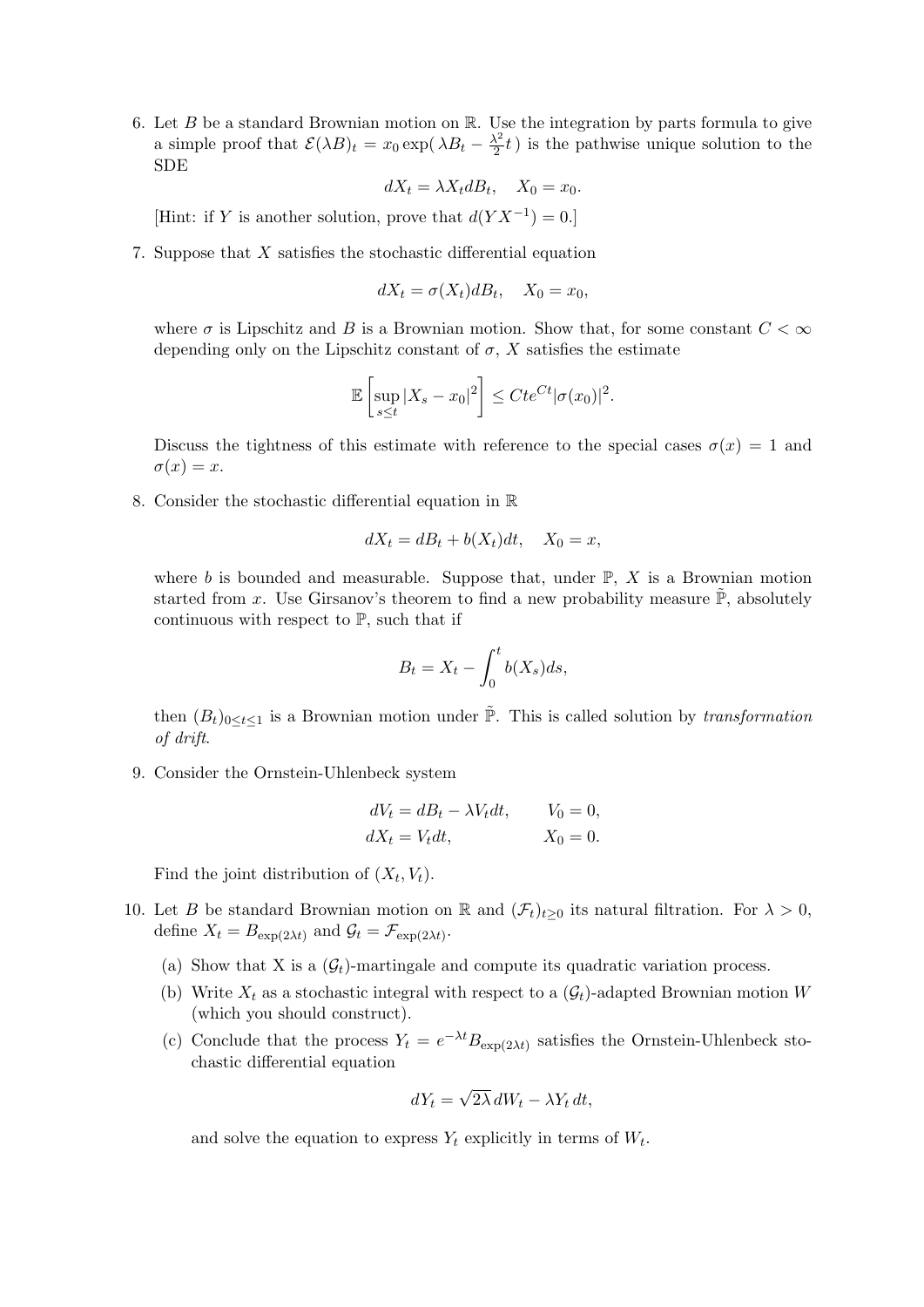6. Let $B$ be a standard Brownian motion on $\mathbb{R}$. Use the integration by parts formula to give a simple proof that $\mathcal{E}(\lambda B)_t = x_0 \exp(\lambda B_t - \frac{\lambda^2}{2}t)$ is the pathwise unique solution to the SDE

$$dX_t = \lambda X_t dB_t, \quad X_0 = x_0.$$

[Hint: if $Y$ is another solution, prove that $d(YX^{-1}) = 0$.]

7. Suppose that $X$ satisfies the stochastic differential equation

$$dX_t = \sigma(X_t)dB_t, \quad X_0 = x_0,$$

where $\sigma$ is Lipschitz and $B$ is a Brownian motion. Show that, for some constant $C < \infty$ depending only on the Lipschitz constant of $\sigma$, $X$ satisfies the estimate

$$\mathbb{E}\left[\sup_{s \leq t} |X_s - x_0|^2\right] \leq Cte^{Ct}|\sigma(x_0)|^2.$$

Discuss the tightness of this estimate with reference to the special cases $\sigma(x) = 1$ and $\sigma(x) = x$.

8. Consider the stochastic differential equation in $\mathbb{R}$

$$dX_t = dB_t + b(X_t)dt, \quad X_0 = x,$$

where $b$ is bounded and measurable. Suppose that, under $\mathbb{P}$, $X$ is a Brownian motion started from $x$. Use Girsanov's theorem to find a new probability measure $\tilde{\mathbb{P}}$, absolutely continuous with respect to $\mathbb{P}$, such that if

$$B_t = X_t - \int_0^t b(X_s)ds,$$

then $(B_t)_{0 \leq t \leq 1}$ is a Brownian motion under $\tilde{\mathbb{P}}$. This is called solution by *transformation of drift*.

9. Consider the Ornstein-Uhlenbeck system

$$\begin{aligned} dV_t &= dB_t - \lambda V_t dt, \qquad & V_0 &= 0, \\ dX_t &= V_t dt, & X_0 &= 0. \end{aligned}$$

Find the joint distribution of $(X_t, V_t)$.

10. Let $B$ be standard Brownian motion on $\mathbb{R}$ and $(\mathcal{F}_t)_{t \geq 0}$ its natural filtration. For $\lambda > 0$, define $X_t = B_{\exp(2\lambda t)}$ and $\mathcal{G}_t = \mathcal{F}_{\exp(2\lambda t)}$.

   (a) Show that X is a $(\mathcal{G}_t)$-martingale and compute its quadratic variation process.

   (b) Write $X_t$ as a stochastic integral with respect to a $(\mathcal{G}_t)$-adapted Brownian motion $W$ (which you should construct).

   (c) Conclude that the process $Y_t = e^{-\lambda t} B_{\exp(2\lambda t)}$ satisfies the Ornstein-Uhlenbeck stochastic differential equation

$$dY_t = \sqrt{2\lambda}\, dW_t - \lambda Y_t\, dt,$$

   and solve the equation to express $Y_t$ explicitly in terms of $W_t$.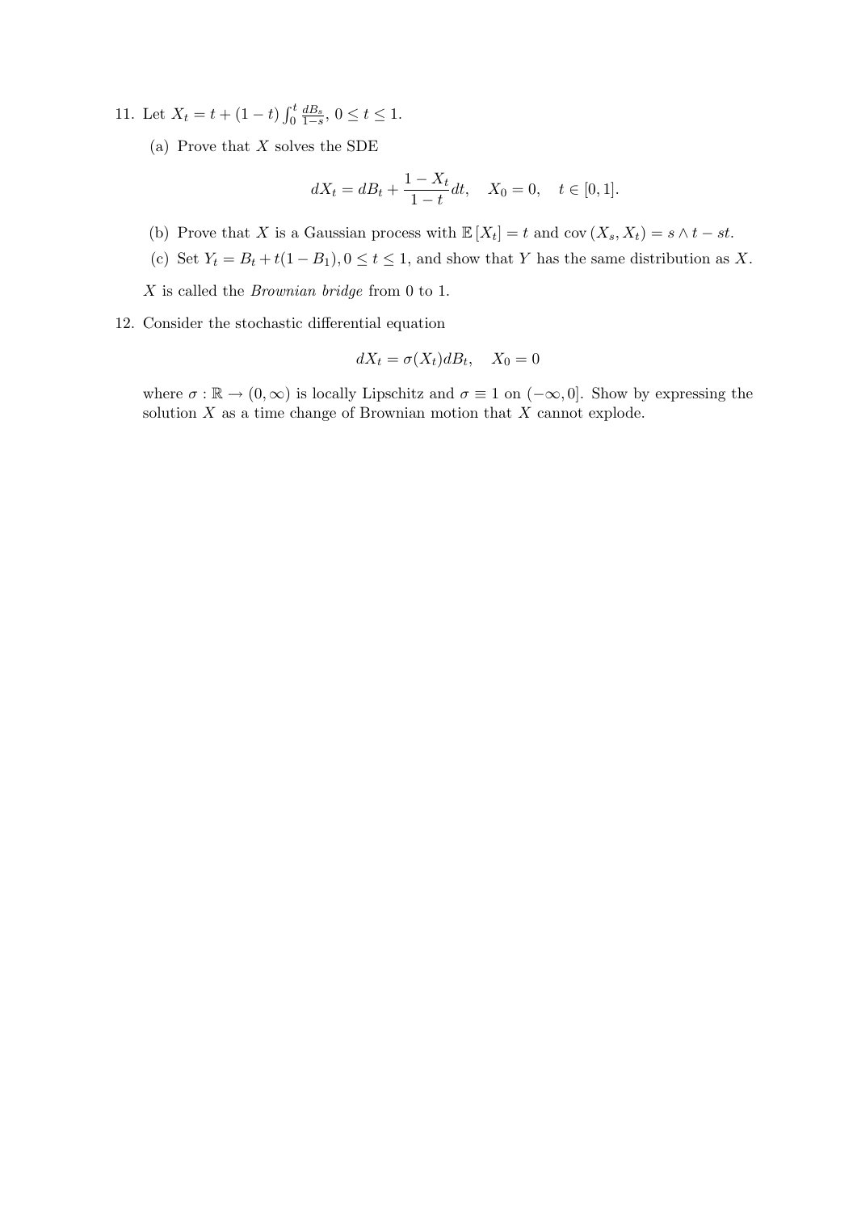11. Let $X_t = t + (1-t)\int_0^t \frac{dB_s}{1-s}$, $0 \le t \le 1$.

    (a) Prove that $X$ solves the SDE

    $$dX_t = dB_t + \frac{1 - X_t}{1-t} dt, \quad X_0 = 0, \quad t \in [0, 1].$$

    (b) Prove that $X$ is a Gaussian process with $\mathbb{E}[X_t] = t$ and $\operatorname{cov}(X_s, X_t) = s \wedge t - st$.

    (c) Set $Y_t = B_t + t(1 - B_1), 0 \le t \le 1$, and show that $Y$ has the same distribution as $X$.

    $X$ is called the *Brownian bridge* from 0 to 1.

12. Consider the stochastic differential equation

    $$dX_t = \sigma(X_t)dB_t, \quad X_0 = 0$$

    where $\sigma : \mathbb{R} \to (0, \infty)$ is locally Lipschitz and $\sigma \equiv 1$ on $(-\infty, 0]$. Show by expressing the solution $X$ as a time change of Brownian motion that $X$ cannot explode.